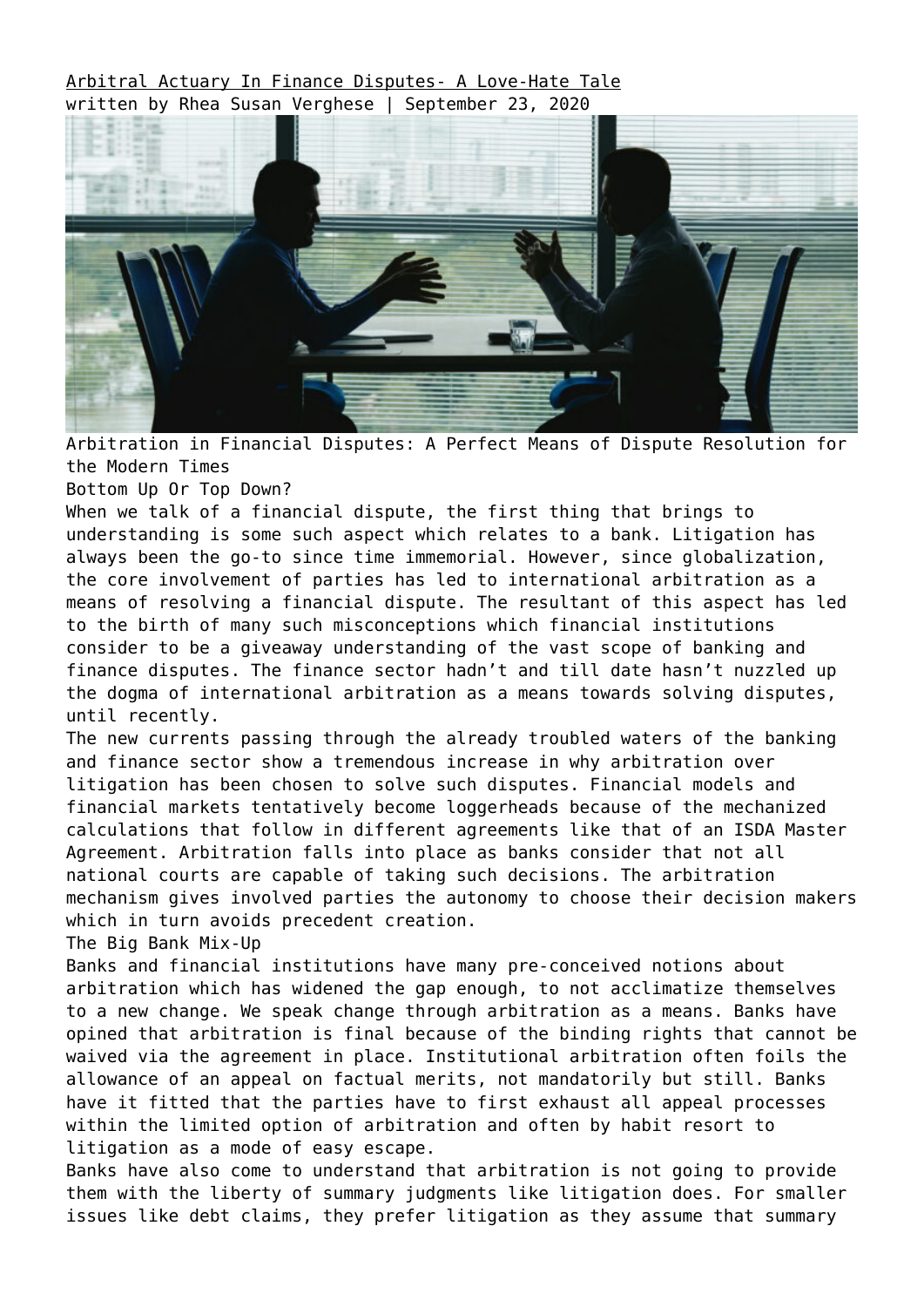# Arbitral Actuary In Finance Disputes- A Love-Hate Tale

written by Rhea Susan Verghese | September 23, 2020

Arbitration in Financial Disputes: A Perfect Means of Dispute Resolution for the Modern Times

## Bottom Up Or Top Down?

When we talk of a financial dispute, the first thing that brings to understanding is some such aspect which relates to a bank. Litigation has always been the go-to since time immemorial. However, since globalization, the core involvement of parties has led to international arbitration as a means of resolving a financial dispute. The resultant of this aspect has led to the birth of many such misconceptions which financial institutions consider to be a giveaway understanding of the vast scope of banking and finance disputes. The finance sector hadn't and till date hasn't nuzzled up the dogma of international arbitration as a means towards solving disputes, until recently.

The new currents passing through the already troubled waters of the banking and finance sector show a tremendous increase in why arbitration over litigation has been chosen to solve such disputes. Financial models and financial markets tentatively become loggerheads because of the mechanized calculations that follow in different agreements like that of an ISDA Master Agreement. Arbitration falls into place as banks consider that not all national courts are capable of taking such decisions. The arbitration mechanism gives involved parties the autonomy to choose their decision makers which in turn avoids precedent creation.

## The Big Bank Mix-Up

Banks and financial institutions have many pre-conceived notions about arbitration which has widened the gap enough, to not acclimatize themselves to a new change. We speak change through arbitration as a means. Banks have opined that arbitration is final because of the binding rights that cannot be waived via the agreement in place. Institutional arbitration often foils the allowance of an appeal on factual merits, not mandatorily but still. Banks have it fitted that the parties have to first exhaust all appeal processes within the limited option of arbitration and often by habit resort to litigation as a mode of easy escape.

Banks have also come to understand that arbitration is not going to provide them with the liberty of summary judgments like litigation does. For smaller issues like debt claims, they prefer litigation as they assume that summary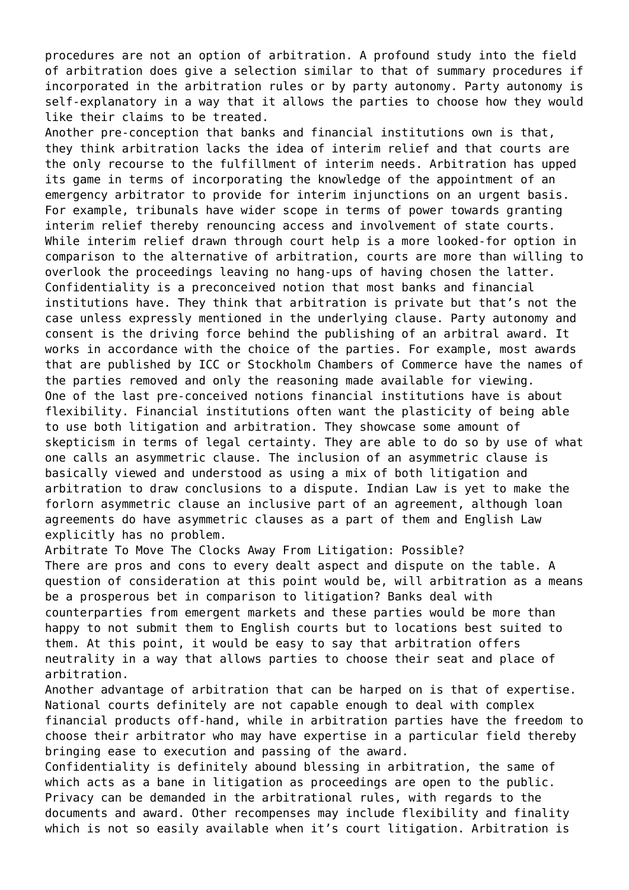procedures are not an option of arbitration. A profound study into the field of arbitration does give a selection similar to that of summary procedures if incorporated in the arbitration rules or by party autonomy. Party autonomy is self-explanatory in a way that it allows the parties to choose how they would like their claims to be treated.

Another pre-conception that banks and financial institutions own is that, they think arbitration lacks the idea of interim relief and that courts are the only recourse to the fulfillment of interim needs. Arbitration has upped its game in terms of incorporating the knowledge of the appointment of an emergency arbitrator to provide for interim injunctions on an urgent basis. For example, tribunals have wider scope in terms of power towards granting interim relief thereby renouncing access and involvement of state courts. While interim relief drawn through court help is a more looked-for option in comparison to the alternative of arbitration, courts are more than willing to overlook the proceedings leaving no hang-ups of having chosen the latter.

Confidentiality is a preconceived notion that most banks and financial institutions have. They think that arbitration is private but that's not the case unless expressly mentioned in the underlying clause. Party autonomy and consent is the driving force behind the publishing of an arbitral award. It works in accordance with the choice of the parties. For example, most awards that are published by ICC or Stockholm Chambers of Commerce have the names of the parties removed and only the reasoning made available for viewing.

One of the last pre-conceived notions financial institutions have is about flexibility. Financial institutions often want the plasticity of being able to use both litigation and arbitration. They showcase some amount of skepticism in terms of legal certainty. They are able to do so by use of what one calls an asymmetric clause. The inclusion of an asymmetric clause is basically viewed and understood as using a mix of both litigation and arbitration to draw conclusions to a dispute. Indian Law is yet to make the forlorn asymmetric clause an inclusive part of an agreement, although loan agreements do have asymmetric clauses as a part of them and English Law explicitly has no problem.

## Arbitrate To Move The Clocks Away From Litigation: Possible?

There are pros and cons to every dealt aspect and dispute on the table. A question of consideration at this point would be, will arbitration as a means be a prosperous bet in comparison to litigation? Banks deal with counterparties from emergent markets and these parties would be more than happy to not submit them to English courts but to locations best suited to them. At this point, it would be easy to say that arbitration offers neutrality in a way that allows parties to choose their seat and place of arbitration.

Another advantage of arbitration that can be harped on is that of expertise. National courts definitely are not capable enough to deal with complex financial products off-hand, while in arbitration parties have the freedom to choose their arbitrator who may have expertise in a particular field thereby bringing ease to execution and passing of the award.

Confidentiality is definitely abound blessing in arbitration, the same of which acts as a bane in litigation as proceedings are open to the public. Privacy can be demanded in the arbitrational rules, with regards to the documents and award. Other recompenses may include flexibility and finality which is not so easily available when it's court litigation. Arbitration is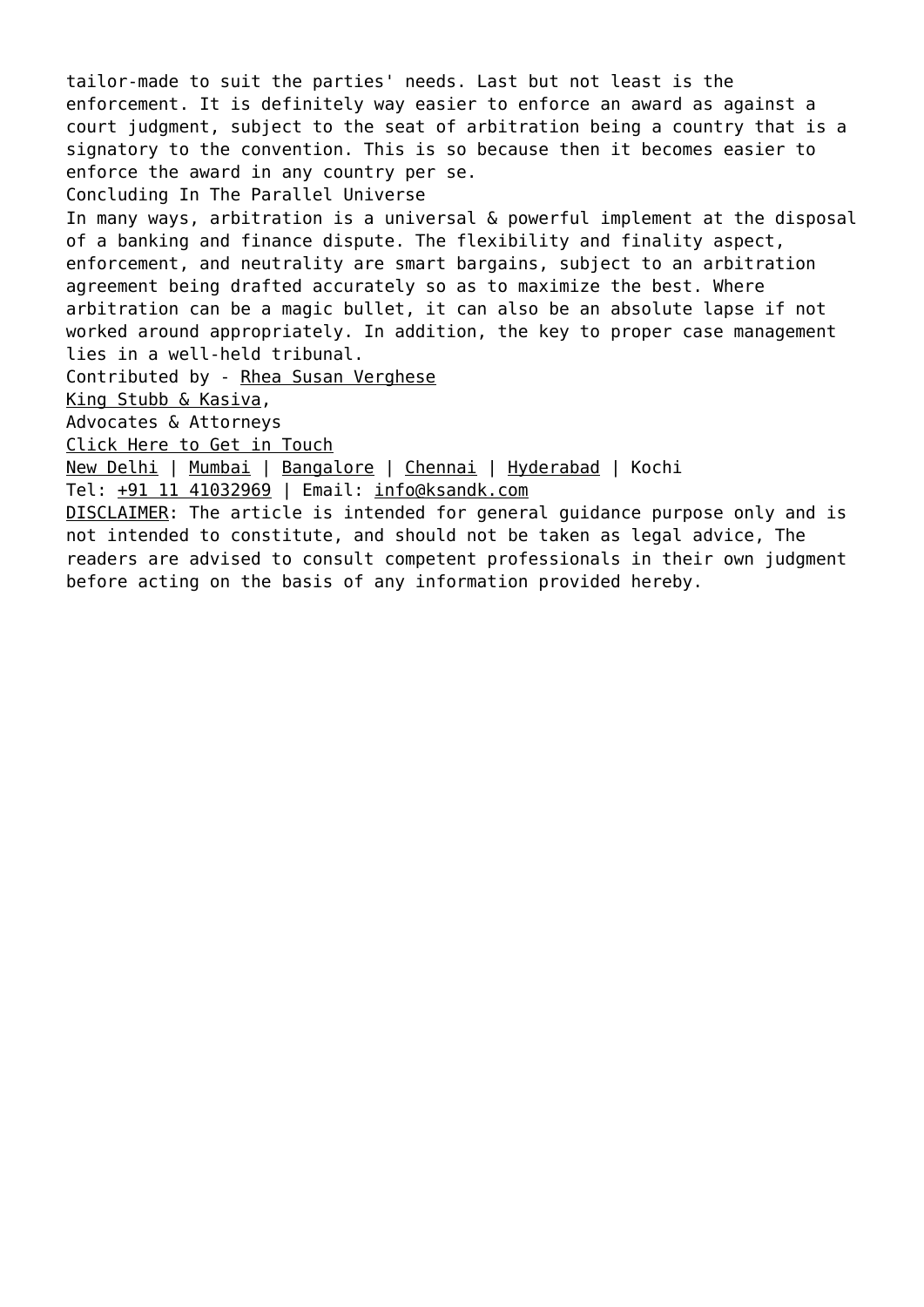tailor-made to suit the parties' needs. Last but not least is the enforcement. It is definitely way easier to enforce an award as against a court judgment, subject to the seat of arbitration being a country that is a signatory to the convention. This is so because then it becomes easier to enforce the award in any country per se.

## Concluding In The Parallel Universe

In many ways, arbitration is a universal & powerful implement at the disposal of a banking and finance dispute. The flexibility and finality aspect, enforcement, and neutrality are smart bargains, subject to an arbitration agreement being drafted accurately so as to maximize the best. Where arbitration can be a magic bullet, it can also be an absolute lapse if not worked around appropriately. In addition, the key to proper case management lies in a well-held tribunal.

Contributed by - Rhea Susan Verghese

King Stubb & Kasiva,

Advocates & Attorneys

Click Here to Get in Touch

New Delhi | Mumbai | Bangalore | Chennai | Hyderabad | Kochi

Tel: +91 11 41032969 | Email: info@ksandk.com

DISCLAIMER: The article is intended for general guidance purpose only and is not intended to constitute, and should not be taken as legal advice, The readers are advised to consult competent professionals in their own judgment before acting on the basis of any information provided hereby.